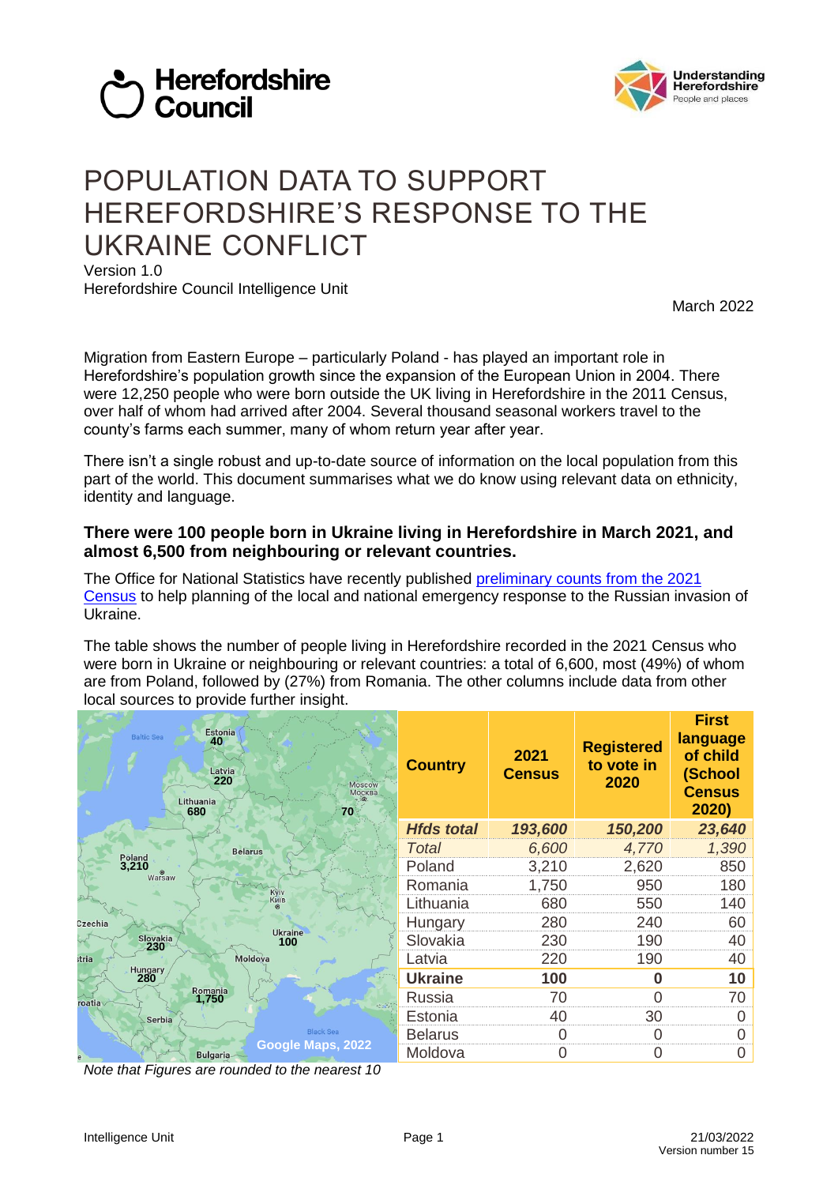Herefordshire Council

Understanding Herefordshire
People and places

# POPULATION DATA TO SUPPORT HEREFORDSHIRE'S RESPONSE TO THE UKRAINE CONFLICT

Version 1.0
Herefordshire Council Intelligence Unit

March 2022

Migration from Eastern Europe – particularly Poland - has played an important role in Herefordshire's population growth since the expansion of the European Union in 2004. There were 12,250 people who were born outside the UK living in Herefordshire in the 2011 Census, over half of whom had arrived after 2004. Several thousand seasonal workers travel to the county's farms each summer, many of whom return year after year.

There isn't a single robust and up-to-date source of information on the local population from this part of the world. This document summarises what we do know using relevant data on ethnicity, identity and language.

### There were 100 people born in Ukraine living in Herefordshire in March 2021, and almost 6,500 from neighbouring or relevant countries.

The Office for National Statistics have recently published preliminary counts from the 2021 Census to help planning of the local and national emergency response to the Russian invasion of Ukraine.

The table shows the number of people living in Herefordshire recorded in the 2021 Census who were born in Ukraine or neighbouring or relevant countries: a total of 6,600, most (49%) of whom are from Poland, followed by (27%) from Romania. The other columns include data from other local sources to provide further insight.

| Country | 2021 Census | Registered to vote in 2020 | First language of child (School Census 2020) |
|---|---|---|---|
| ***Hfds total*** | ***193,600*** | ***150,200*** | ***23,640*** |
| *Total* | *6,600* | *4,770* | *1,390* |
| Poland | 3,210 | 2,620 | 850 |
| Romania | 1,750 | 950 | 180 |
| Lithuania | 680 | 550 | 140 |
| Hungary | 280 | 240 | 60 |
| Slovakia | 230 | 190 | 40 |
| Latvia | 220 | 190 | 40 |
| **Ukraine** | **100** | **0** | **10** |
| Russia | 70 | 0 | 70 |
| Estonia | 40 | 30 | 0 |
| Belarus | 0 | 0 | 0 |
| Moldova | 0 | 0 | 0 |

*Note that Figures are rounded to the nearest 10*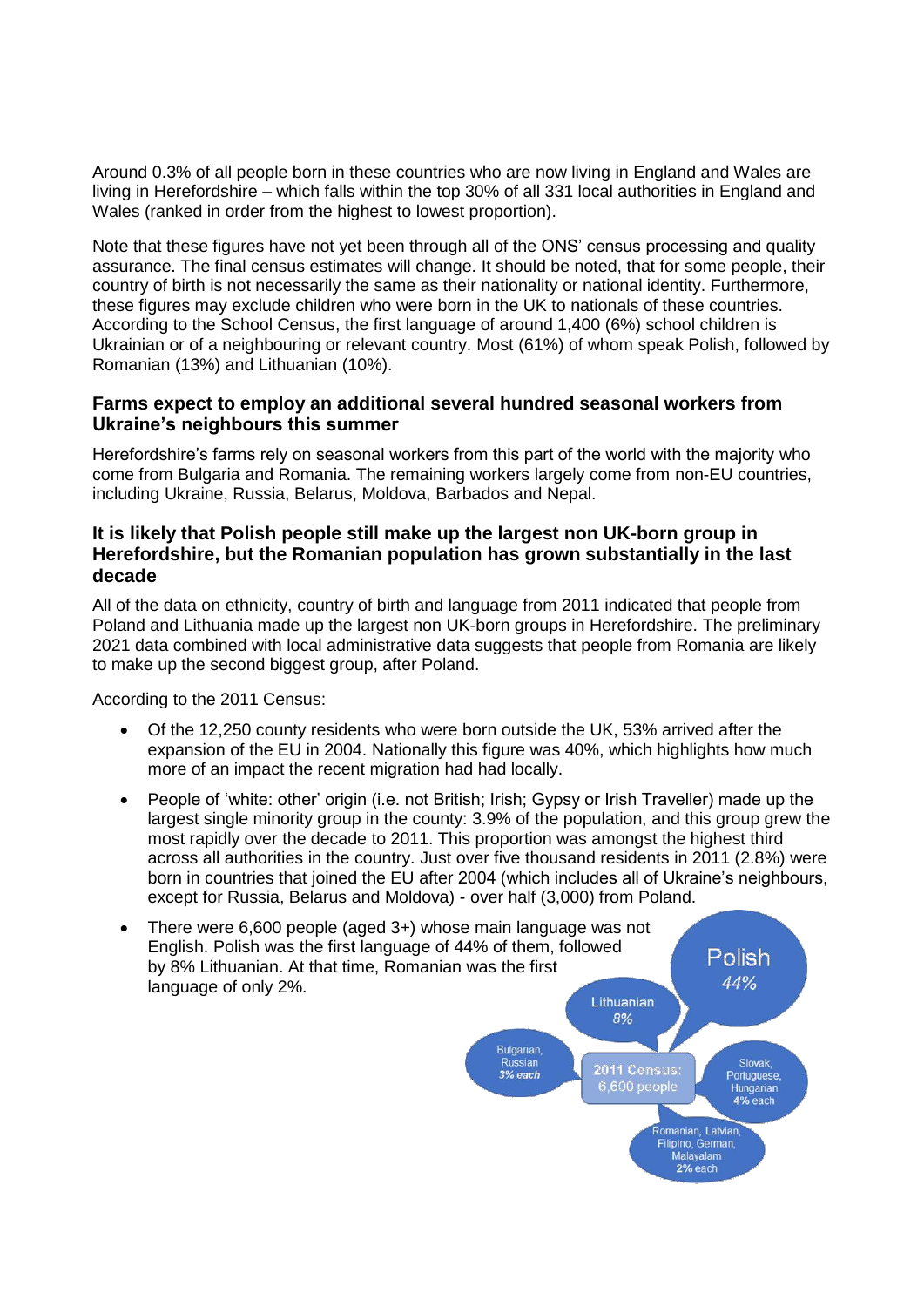Around 0.3% of all people born in these countries who are now living in England and Wales are living in Herefordshire – which falls within the top 30% of all 331 local authorities in England and Wales (ranked in order from the highest to lowest proportion).

Note that these figures have not yet been through all of the ONS' census processing and quality assurance. The final census estimates will change. It should be noted, that for some people, their country of birth is not necessarily the same as their nationality or national identity. Furthermore, these figures may exclude children who were born in the UK to nationals of these countries. According to the School Census, the first language of around 1,400 (6%) school children is Ukrainian or of a neighbouring or relevant country. Most (61%) of whom speak Polish, followed by Romanian (13%) and Lithuanian (10%).

### Farms expect to employ an additional several hundred seasonal workers from Ukraine's neighbours this summer

Herefordshire's farms rely on seasonal workers from this part of the world with the majority who come from Bulgaria and Romania. The remaining workers largely come from non-EU countries, including Ukraine, Russia, Belarus, Moldova, Barbados and Nepal.

### It is likely that Polish people still make up the largest non UK-born group in Herefordshire, but the Romanian population has grown substantially in the last decade

All of the data on ethnicity, country of birth and language from 2011 indicated that people from Poland and Lithuania made up the largest non UK-born groups in Herefordshire. The preliminary 2021 data combined with local administrative data suggests that people from Romania are likely to make up the second biggest group, after Poland.

According to the 2011 Census:

- Of the 12,250 county residents who were born outside the UK, 53% arrived after the expansion of the EU in 2004. Nationally this figure was 40%, which highlights how much more of an impact the recent migration had had locally.
- People of 'white: other' origin (i.e. not British; Irish; Gypsy or Irish Traveller) made up the largest single minority group in the county: 3.9% of the population, and this group grew the most rapidly over the decade to 2011. This proportion was amongst the highest third across all authorities in the country. Just over five thousand residents in 2011 (2.8%) were born in countries that joined the EU after 2004 (which includes all of Ukraine's neighbours, except for Russia, Belarus and Moldova) - over half (3,000) from Poland.
- There were 6,600 people (aged 3+) whose main language was not English. Polish was the first language of 44% of them, followed by 8% Lithuanian. At that time, Romanian was the first language of only 2%.

2011 Census: 6,600 people

- Polish 44%
- Lithuanian 8%
- Slovak, Portuguese, Hungarian 4% each
- Bulgarian, Russian 3% each
- Romanian, Latvian, Filipino, German, Malayalam 2% each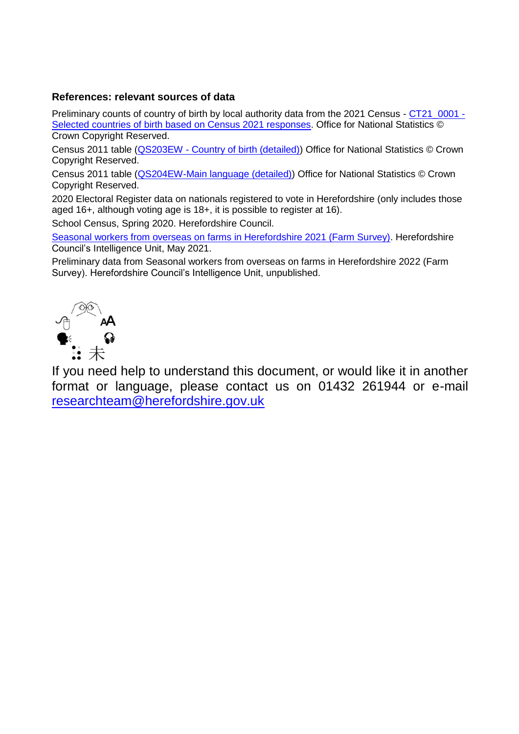**References: relevant sources of data**

Preliminary counts of country of birth by local authority data from the 2021 Census - [CT21_0001 - Selected countries of birth based on Census 2021 responses](). Office for National Statistics © Crown Copyright Reserved.

Census 2011 table ([QS203EW - Country of birth (detailed)]()) Office for National Statistics © Crown Copyright Reserved.

Census 2011 table ([QS204EW-Main language (detailed)]()) Office for National Statistics © Crown Copyright Reserved.

2020 Electoral Register data on nationals registered to vote in Herefordshire (only includes those aged 16+, although voting age is 18+, it is possible to register at 16).

School Census, Spring 2020. Herefordshire Council.

[Seasonal workers from overseas on farms in Herefordshire 2021 (Farm Survey)](). Herefordshire Council's Intelligence Unit, May 2021.

Preliminary data from Seasonal workers from overseas on farms in Herefordshire 2022 (Farm Survey). Herefordshire Council's Intelligence Unit, unpublished.

If you need help to understand this document, or would like it in another format or language, please contact us on 01432 261944 or e-mail researchteam@herefordshire.gov.uk